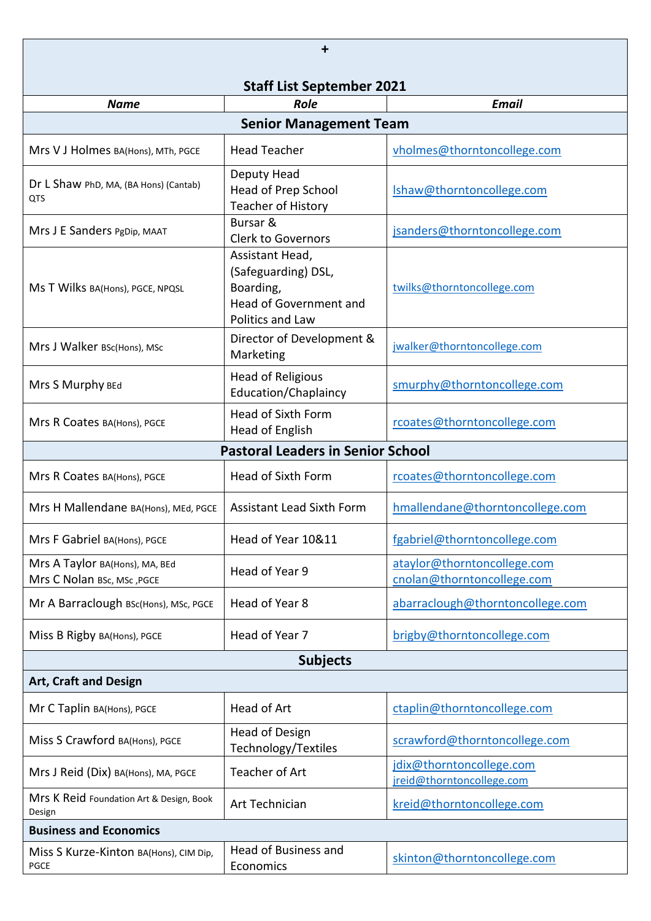+

# Staff List September 2021

| *Name* | *Role* | *Email* |
|---|---|---|
| **Senior Management Team** | | |
| Mrs V J Holmes BA(Hons), MTh, PGCE | Head Teacher | vholmes@thorntoncollege.com |
| Dr L Shaw PhD, MA, (BA Hons) (Cantab) QTS | Deputy Head<br>Head of Prep School<br>Teacher of History | lshaw@thorntoncollege.com |
| Mrs J E Sanders PgDip, MAAT | Bursar &<br>Clerk to Governors | jsanders@thorntoncollege.com |
| Ms T Wilks BA(Hons), PGCE, NPQSL | Assistant Head,<br>(Safeguarding) DSL,<br>Boarding,<br>Head of Government and Politics and Law | twilks@thorntoncollege.com |
| Mrs J Walker BSc(Hons), MSc | Director of Development & Marketing | jwalker@thorntoncollege.com |
| Mrs S Murphy BEd | Head of Religious Education/Chaplaincy | smurphy@thorntoncollege.com |
| Mrs R Coates BA(Hons), PGCE | Head of Sixth Form<br>Head of English | rcoates@thorntoncollege.com |
| **Pastoral Leaders in Senior School** | | |
| Mrs R Coates BA(Hons), PGCE | Head of Sixth Form | rcoates@thorntoncollege.com |
| Mrs H Mallendane BA(Hons), MEd, PGCE | Assistant Lead Sixth Form | hmallendane@thorntoncollege.com |
| Mrs F Gabriel BA(Hons), PGCE | Head of Year 10&11 | fgabriel@thorntoncollege.com |
| Mrs A Taylor BA(Hons), MA, BEd<br>Mrs C Nolan BSc, MSc ,PGCE | Head of Year 9 | ataylor@thorntoncollege.com<br>cnolan@thorntoncollege.com |
| Mr A Barraclough BSc(Hons), MSc, PGCE | Head of Year 8 | abarraclough@thorntoncollege.com |
| Miss B Rigby BA(Hons), PGCE | Head of Year 7 | brigby@thorntoncollege.com |
| **Subjects** | | |
| **Art, Craft and Design** | | |
| Mr C Taplin BA(Hons), PGCE | Head of Art | ctaplin@thorntoncollege.com |
| Miss S Crawford BA(Hons), PGCE | Head of Design Technology/Textiles | scrawford@thorntoncollege.com |
| Mrs J Reid (Dix) BA(Hons), MA, PGCE | Teacher of Art | jdix@thorntoncollege.com<br>jreid@thorntoncollege.com |
| Mrs K Reid Foundation Art & Design, Book Design | Art Technician | kreid@thorntoncollege.com |
| **Business and Economics** | | |
| Miss S Kurze-Kinton BA(Hons), CIM Dip, PGCE | Head of Business and Economics | skinton@thorntoncollege.com |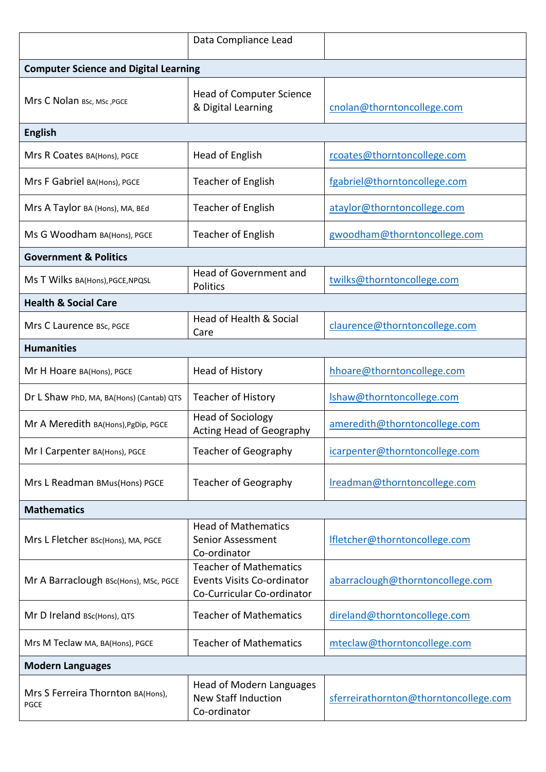| | | |
|---|---|---|
| | Data Compliance Lead | |
| **Computer Science and Digital Learning** | | |
| Mrs C Nolan BSc, MSc ,PGCE | Head of Computer Science & Digital Learning | cnolan@thorntoncollege.com |
| **English** | | |
| Mrs R Coates BA(Hons), PGCE | Head of English | rcoates@thorntoncollege.com |
| Mrs F Gabriel BA(Hons), PGCE | Teacher of English | fgabriel@thorntoncollege.com |
| Mrs A Taylor BA (Hons), MA, BEd | Teacher of English | ataylor@thorntoncollege.com |
| Ms G Woodham BA(Hons), PGCE | Teacher of English | gwoodham@thorntoncollege.com |
| **Government & Politics** | | |
| Ms T Wilks BA(Hons),PGCE,NPQSL | Head of Government and Politics | twilks@thorntoncollege.com |
| **Health & Social Care** | | |
| Mrs C Laurence BSc, PGCE | Head of Health & Social Care | claurence@thorntoncollege.com |
| **Humanities** | | |
| Mr H Hoare BA(Hons), PGCE | Head of History | hhoare@thorntoncollege.com |
| Dr L Shaw PhD, MA, BA(Hons) (Cantab) QTS | Teacher of History | lshaw@thorntoncollege.com |
| Mr A Meredith BA(Hons),PgDip, PGCE | Head of Sociology<br>Acting Head of Geography | ameredith@thorntoncollege.com |
| Mr I Carpenter BA(Hons), PGCE | Teacher of Geography | icarpenter@thorntoncollege.com |
| Mrs L Readman BMus(Hons) PGCE | Teacher of Geography | lreadman@thorntoncollege.com |
| **Mathematics** | | |
| Mrs L Fletcher BSc(Hons), MA, PGCE | Head of Mathematics<br>Senior Assessment Co-ordinator | lfletcher@thorntoncollege.com |
| Mr A Barraclough BSc(Hons), MSc, PGCE | Teacher of Mathematics<br>Events Visits Co-ordinator<br>Co-Curricular Co-ordinator | abarraclough@thorntoncollege.com |
| Mr D Ireland BSc(Hons), QTS | Teacher of Mathematics | direland@thorntoncollege.com |
| Mrs M Teclaw MA, BA(Hons), PGCE | Teacher of Mathematics | mteclaw@thorntoncollege.com |
| **Modern Languages** | | |
| Mrs S Ferreira Thornton BA(Hons), PGCE | Head of Modern Languages<br>New Staff Induction Co-ordinator | sferreirathornton@thorntoncollege.com |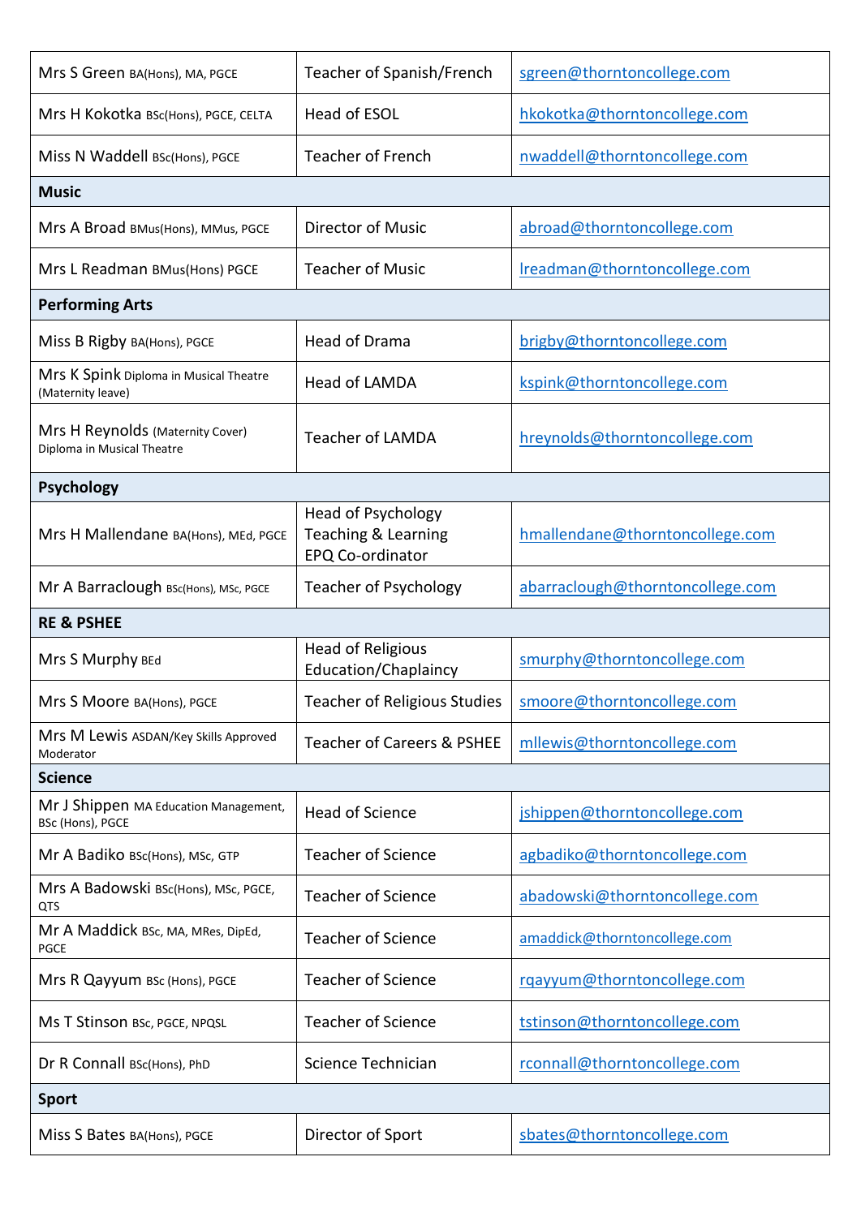| | | |
|---|---|---|
| Mrs S Green BA(Hons), MA, PGCE | Teacher of Spanish/French | sgreen@thorntoncollege.com |
| Mrs H Kokotka BSc(Hons), PGCE, CELTA | Head of ESOL | hkokotka@thorntoncollege.com |
| Miss N Waddell BSc(Hons), PGCE | Teacher of French | nwaddell@thorntoncollege.com |
| **Music** | | |
| Mrs A Broad BMus(Hons), MMus, PGCE | Director of Music | abroad@thorntoncollege.com |
| Mrs L Readman BMus(Hons) PGCE | Teacher of Music | lreadman@thorntoncollege.com |
| **Performing Arts** | | |
| Miss B Rigby BA(Hons), PGCE | Head of Drama | brigby@thorntoncollege.com |
| Mrs K Spink Diploma in Musical Theatre (Maternity leave) | Head of LAMDA | kspink@thorntoncollege.com |
| Mrs H Reynolds (Maternity Cover) Diploma in Musical Theatre | Teacher of LAMDA | hreynolds@thorntoncollege.com |
| **Psychology** | | |
| Mrs H Mallendane BA(Hons), MEd, PGCE | Head of Psychology<br>Teaching & Learning<br>EPQ Co-ordinator | hmallendane@thorntoncollege.com |
| Mr A Barraclough BSc(Hons), MSc, PGCE | Teacher of Psychology | abarraclough@thorntoncollege.com |
| **RE & PSHEE** | | |
| Mrs S Murphy BEd | Head of Religious Education/Chaplaincy | smurphy@thorntoncollege.com |
| Mrs S Moore BA(Hons), PGCE | Teacher of Religious Studies | smoore@thorntoncollege.com |
| Mrs M Lewis ASDAN/Key Skills Approved Moderator | Teacher of Careers & PSHEE | mllewis@thorntoncollege.com |
| **Science** | | |
| Mr J Shippen MA Education Management, BSc (Hons), PGCE | Head of Science | jshippen@thorntoncollege.com |
| Mr A Badiko BSc(Hons), MSc, GTP | Teacher of Science | agbadiko@thorntoncollege.com |
| Mrs A Badowski BSc(Hons), MSc, PGCE, QTS | Teacher of Science | abadowski@thorntoncollege.com |
| Mr A Maddick BSc, MA, MRes, DipEd, PGCE | Teacher of Science | amaddick@thorntoncollege.com |
| Mrs R Qayyum BSc (Hons), PGCE | Teacher of Science | rqayyum@thorntoncollege.com |
| Ms T Stinson BSc, PGCE, NPQSL | Teacher of Science | tstinson@thorntoncollege.com |
| Dr R Connall BSc(Hons), PhD | Science Technician | rconnall@thorntoncollege.com |
| **Sport** | | |
| Miss S Bates BA(Hons), PGCE | Director of Sport | sbates@thorntoncollege.com |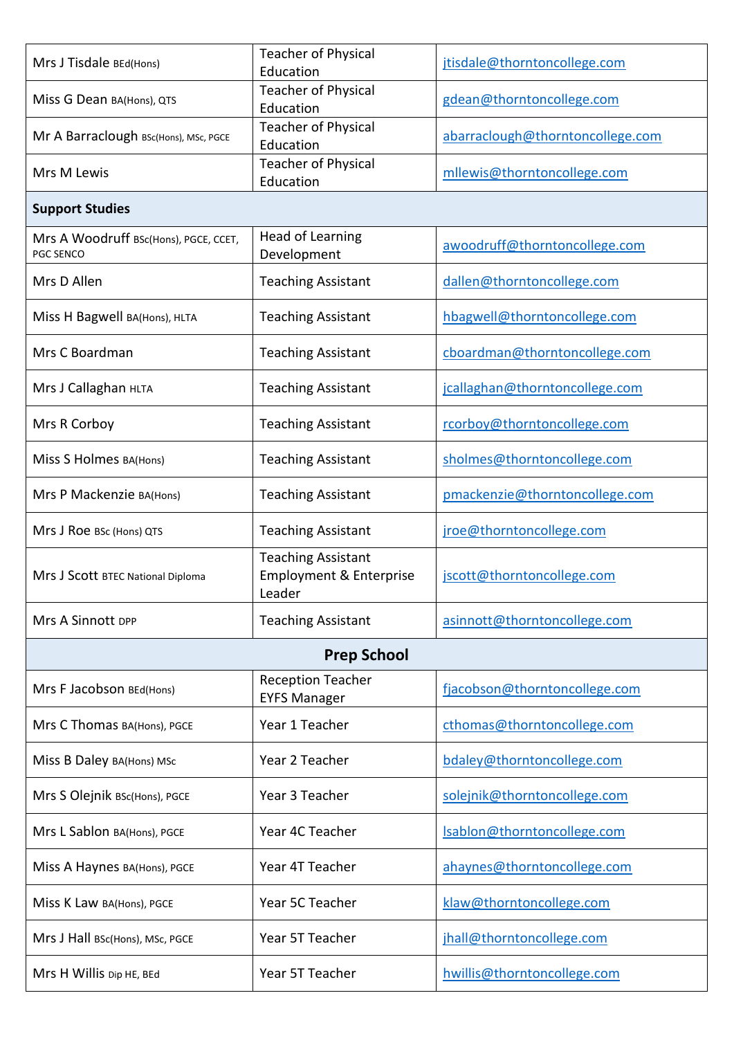| | | |
|---|---|---|
| Mrs J Tisdale BEd(Hons) | Teacher of Physical Education | jtisdale@thorntoncollege.com |
| Miss G Dean BA(Hons), QTS | Teacher of Physical Education | gdean@thorntoncollege.com |
| Mr A Barraclough BSc(Hons), MSc, PGCE | Teacher of Physical Education | abarraclough@thorntoncollege.com |
| Mrs M Lewis | Teacher of Physical Education | mllewis@thorntoncollege.com |
| **Support Studies** | | |
| Mrs A Woodruff BSc(Hons), PGCE, CCET, PGC SENCO | Head of Learning Development | awoodruff@thorntoncollege.com |
| Mrs D Allen | Teaching Assistant | dallen@thorntoncollege.com |
| Miss H Bagwell BA(Hons), HLTA | Teaching Assistant | hbagwell@thorntoncollege.com |
| Mrs C Boardman | Teaching Assistant | cboardman@thorntoncollege.com |
| Mrs J Callaghan HLTA | Teaching Assistant | jcallaghan@thorntoncollege.com |
| Mrs R Corboy | Teaching Assistant | rcorboy@thorntoncollege.com |
| Miss S Holmes BA(Hons) | Teaching Assistant | sholmes@thorntoncollege.com |
| Mrs P Mackenzie BA(Hons) | Teaching Assistant | pmackenzie@thorntoncollege.com |
| Mrs J Roe BSc (Hons) QTS | Teaching Assistant | jroe@thorntoncollege.com |
| Mrs J Scott BTEC National Diploma | Teaching Assistant Employment & Enterprise Leader | jscott@thorntoncollege.com |
| Mrs A Sinnott DPP | Teaching Assistant | asinnott@thorntoncollege.com |
| **Prep School** | | |
| Mrs F Jacobson BEd(Hons) | Reception Teacher EYFS Manager | fjacobson@thorntoncollege.com |
| Mrs C Thomas BA(Hons), PGCE | Year 1 Teacher | cthomas@thorntoncollege.com |
| Miss B Daley BA(Hons) MSc | Year 2 Teacher | bdaley@thorntoncollege.com |
| Mrs S Olejnik BSc(Hons), PGCE | Year 3 Teacher | solejnik@thorntoncollege.com |
| Mrs L Sablon BA(Hons), PGCE | Year 4C Teacher | lsablon@thorntoncollege.com |
| Miss A Haynes BA(Hons), PGCE | Year 4T Teacher | ahaynes@thorntoncollege.com |
| Miss K Law BA(Hons), PGCE | Year 5C Teacher | klaw@thorntoncollege.com |
| Mrs J Hall BSc(Hons), MSc, PGCE | Year 5T Teacher | jhall@thorntoncollege.com |
| Mrs H Willis Dip HE, BEd | Year 5T Teacher | hwillis@thorntoncollege.com |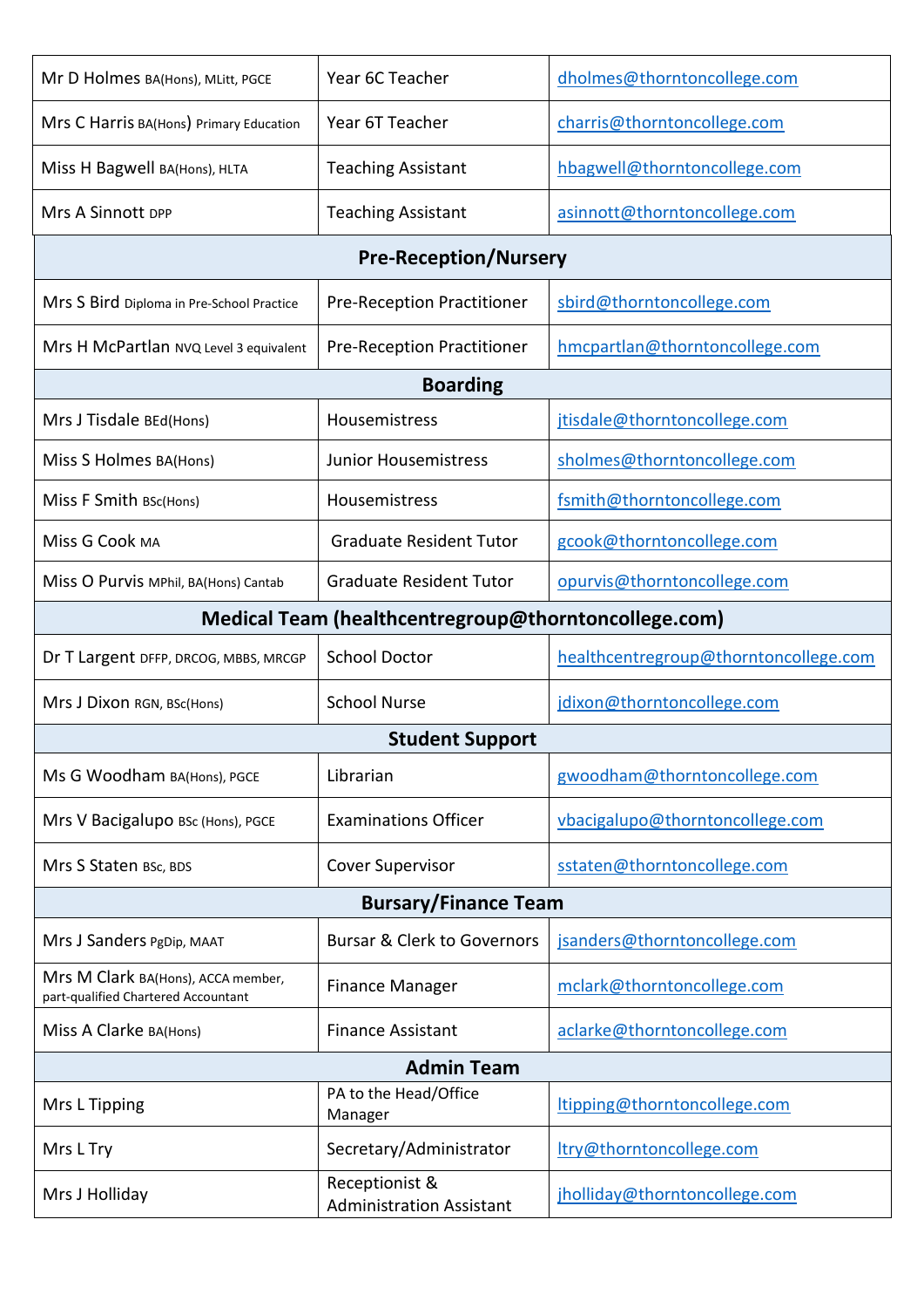| | | |
|---|---|---|
| Mr D Holmes BA(Hons), MLitt, PGCE | Year 6C Teacher | dholmes@thorntoncollege.com |
| Mrs C Harris BA(Hons) Primary Education | Year 6T Teacher | charris@thorntoncollege.com |
| Miss H Bagwell BA(Hons), HLTA | Teaching Assistant | hbagwell@thorntoncollege.com |
| Mrs A Sinnott DPP | Teaching Assistant | asinnott@thorntoncollege.com |
| **Pre-Reception/Nursery** | | |
| Mrs S Bird Diploma in Pre-School Practice | Pre-Reception Practitioner | sbird@thorntoncollege.com |
| Mrs H McPartlan NVQ Level 3 equivalent | Pre-Reception Practitioner | hmcpartlan@thorntoncollege.com |
| **Boarding** | | |
| Mrs J Tisdale BEd(Hons) | Housemistress | jtisdale@thorntoncollege.com |
| Miss S Holmes BA(Hons) | Junior Housemistress | sholmes@thorntoncollege.com |
| Miss F Smith BSc(Hons) | Housemistress | fsmith@thorntoncollege.com |
| Miss G Cook MA | Graduate Resident Tutor | gcook@thorntoncollege.com |
| Miss O Purvis MPhil, BA(Hons) Cantab | Graduate Resident Tutor | opurvis@thorntoncollege.com |
| **Medical Team (healthcentregroup@thorntoncollege.com)** | | |
| Dr T Largent DFFP, DRCOG, MBBS, MRCGP | School Doctor | healthcentregroup@thorntoncollege.com |
| Mrs J Dixon RGN, BSc(Hons) | School Nurse | jdixon@thorntoncollege.com |
| **Student Support** | | |
| Ms G Woodham BA(Hons), PGCE | Librarian | gwoodham@thorntoncollege.com |
| Mrs V Bacigalupo BSc (Hons), PGCE | Examinations Officer | vbacigalupo@thorntoncollege.com |
| Mrs S Staten BSc, BDS | Cover Supervisor | sstaten@thorntoncollege.com |
| **Bursary/Finance Team** | | |
| Mrs J Sanders PgDip, MAAT | Bursar & Clerk to Governors | jsanders@thorntoncollege.com |
| Mrs M Clark BA(Hons), ACCA member, part-qualified Chartered Accountant | Finance Manager | mclark@thorntoncollege.com |
| Miss A Clarke BA(Hons) | Finance Assistant | aclarke@thorntoncollege.com |
| **Admin Team** | | |
| Mrs L Tipping | PA to the Head/Office Manager | ltipping@thorntoncollege.com |
| Mrs L Try | Secretary/Administrator | ltry@thorntoncollege.com |
| Mrs J Holliday | Receptionist & Administration Assistant | jholliday@thorntoncollege.com |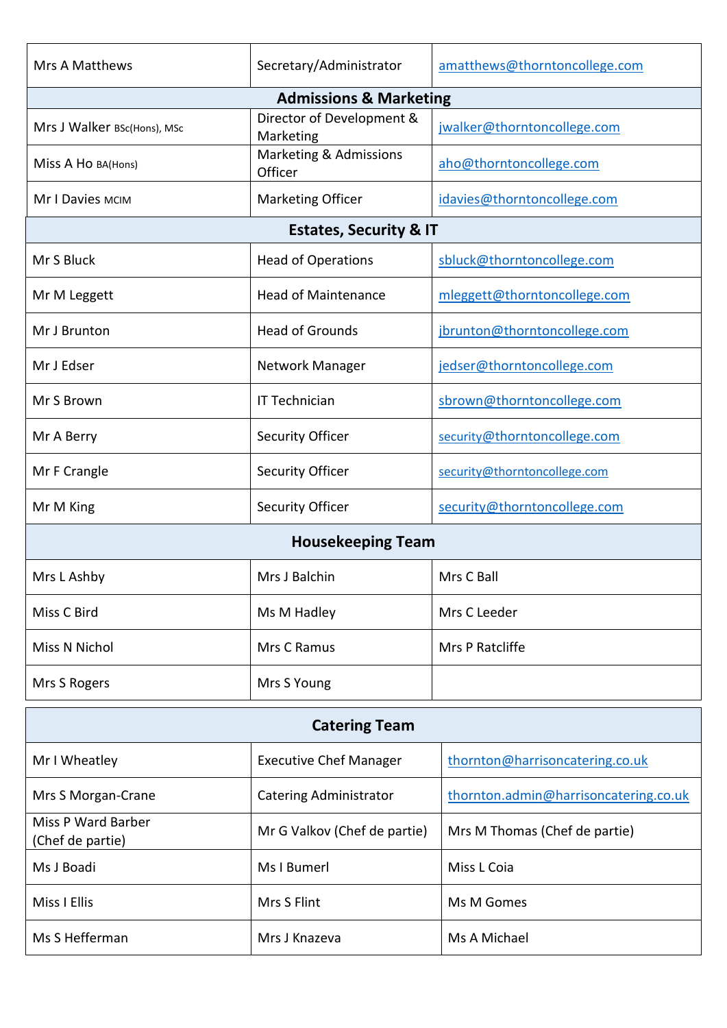| | | |
|---|---|---|
| Mrs A Matthews | Secretary/Administrator | amatthews@thorntoncollege.com |
| **Admissions & Marketing** | | |
| Mrs J Walker BSc(Hons), MSc | Director of Development & Marketing | jwalker@thorntoncollege.com |
| Miss A Ho BA(Hons) | Marketing & Admissions Officer | aho@thorntoncollege.com |
| Mr I Davies MCIM | Marketing Officer | idavies@thorntoncollege.com |
| **Estates, Security & IT** | | |
| Mr S Bluck | Head of Operations | sbluck@thorntoncollege.com |
| Mr M Leggett | Head of Maintenance | mleggett@thorntoncollege.com |
| Mr J Brunton | Head of Grounds | jbrunton@thorntoncollege.com |
| Mr J Edser | Network Manager | jedser@thorntoncollege.com |
| Mr S Brown | IT Technician | sbrown@thorntoncollege.com |
| Mr A Berry | Security Officer | security@thorntoncollege.com |
| Mr F Crangle | Security Officer | security@thorntoncollege.com |
| Mr M King | Security Officer | security@thorntoncollege.com |
| **Housekeeping Team** | | |
| Mrs L Ashby | Mrs J Balchin | Mrs C Ball |
| Miss C Bird | Ms M Hadley | Mrs C Leeder |
| Miss N Nichol | Mrs C Ramus | Mrs P Ratcliffe |
| Mrs S Rogers | Mrs S Young | |

| **Catering Team** | | |
|---|---|---|
| Mr I Wheatley | Executive Chef Manager | thornton@harrisoncatering.co.uk |
| Mrs S Morgan-Crane | Catering Administrator | thornton.admin@harrisoncatering.co.uk |
| Miss P Ward Barber (Chef de partie) | Mr G Valkov (Chef de partie) | Mrs M Thomas (Chef de partie) |
| Ms J Boadi | Ms I Bumerl | Miss L Coia |
| Miss I Ellis | Mrs S Flint | Ms M Gomes |
| Ms S Hefferman | Mrs J Knazeva | Ms A Michael |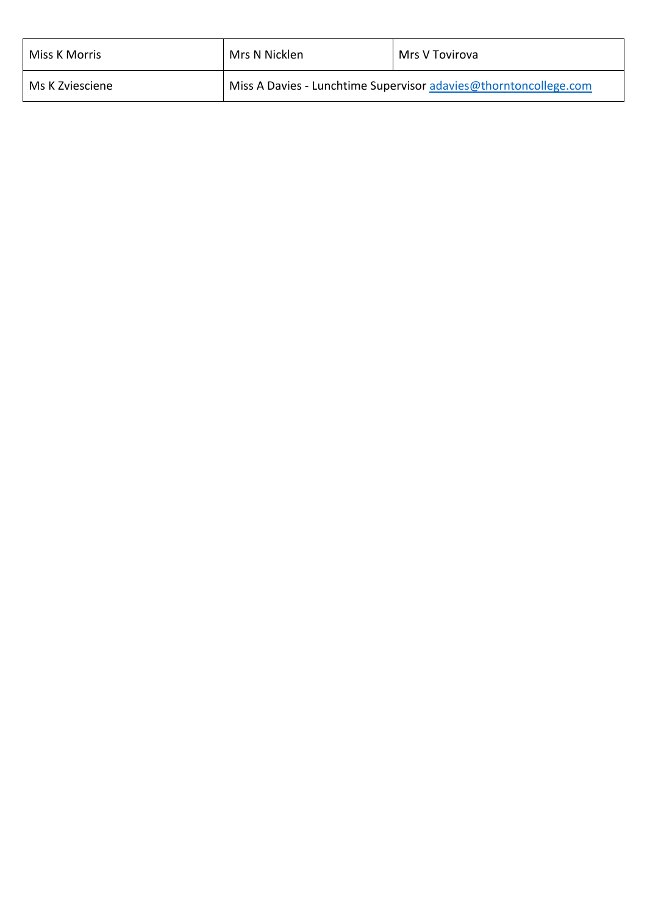| | | |
|---|---|---|
| Miss K Morris | Mrs N Nicklen | Mrs V Tovirova |
| Ms K Zviesciene | Miss A Davies - Lunchtime Supervisor adavies@thorntoncollege.com | |